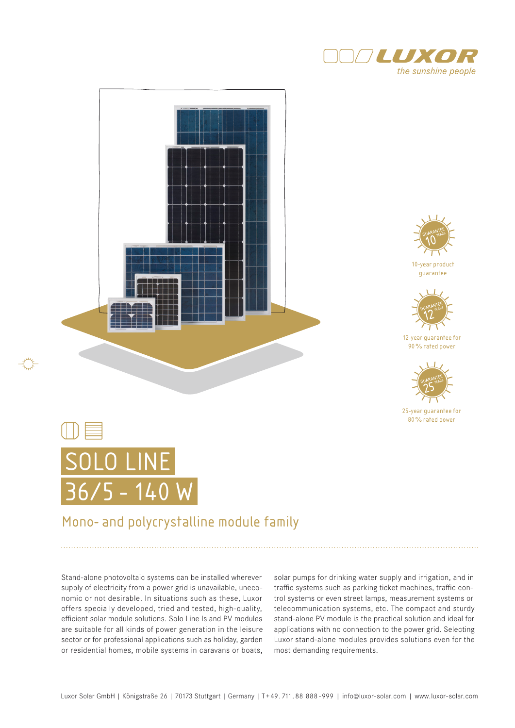LUXOR
*the sunshine people*

10-year product guarantee

12-year guarantee for 90 % rated power

25-year guarantee for 80 % rated power

# SOLO LINE
# 36/5 - 140 W

## Mono- and polycrystalline module family

Stand-alone photovoltaic systems can be installed wherever supply of electricity from a power grid is unavailable, uneconomic or not desirable. In situations such as these, Luxor offers specially developed, tried and tested, high-quality, efficient solar module solutions. Solo Line Island PV modules are suitable for all kinds of power generation in the leisure sector or for professional applications such as holiday, garden or residential homes, mobile systems in caravans or boats, solar pumps for drinking water supply and irrigation, and in traffic systems such as parking ticket machines, traffic control systems or even street lamps, measurement systems or telecommunication systems, etc. The compact and sturdy stand-alone PV module is the practical solution and ideal for applications with no connection to the power grid. Selecting Luxor stand-alone modules provides solutions even for the most demanding requirements.

Luxor Solar GmbH | Königstraße 26 | 70173 Stuttgart | Germany | T+49.711.88 888-999 | info@luxor-solar.com | www.luxor-solar.com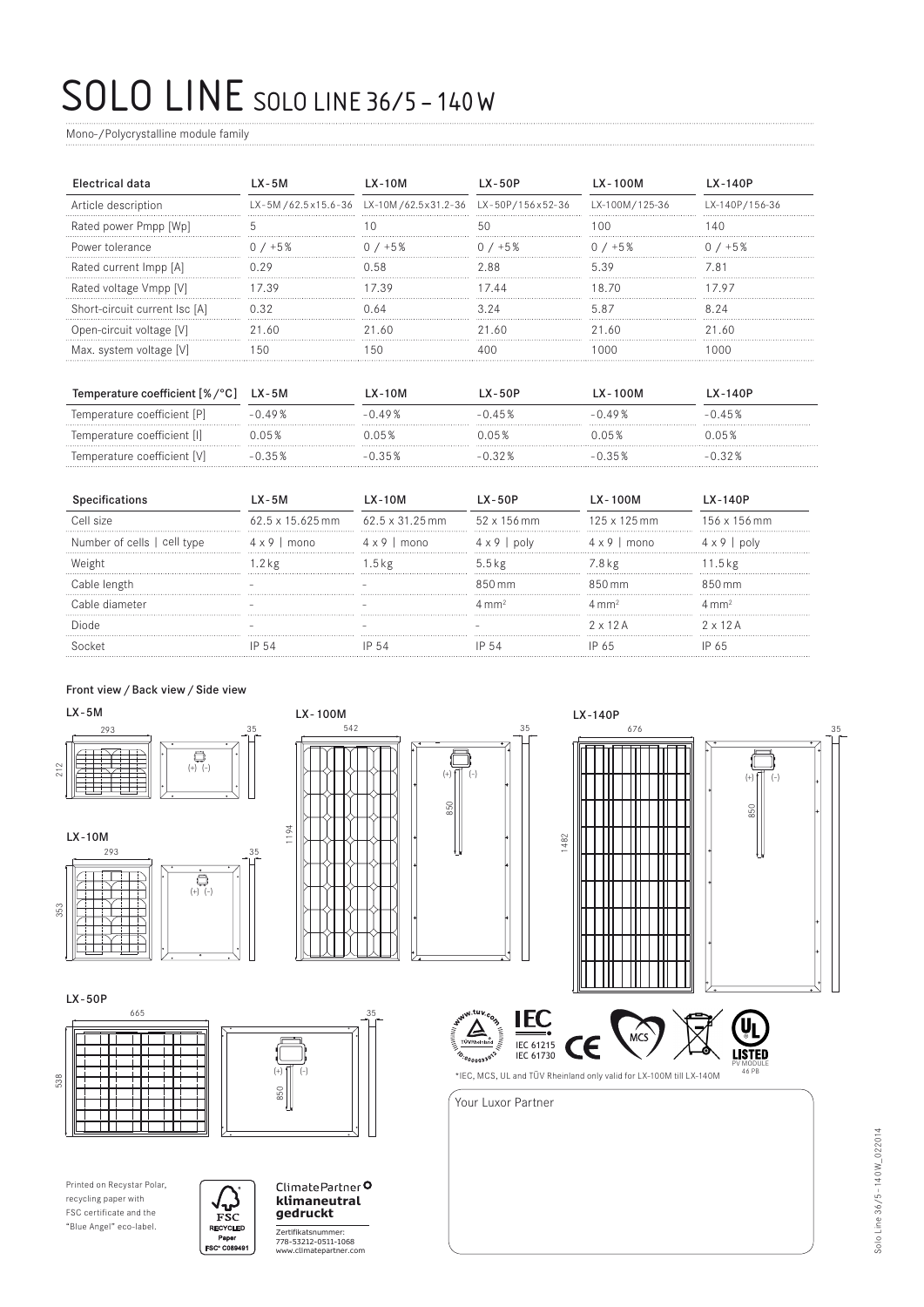# SOLO LINE SOLO LINE 36/5 – 140 W

Mono-/Polycrystalline module family

| Electrical data | LX-5M | LX-10M | LX-50P | LX-100M | LX-140P |
|---|---|---|---|---|---|
| Article description | LX-5M/62.5x15.6-36 | LX-10M/62.5x31.2-36 | LX-50P/156x52-36 | LX-100M/125-36 | LX-140P/156-36 |
| Rated power Pmpp [Wp] | 5 | 10 | 50 | 100 | 140 |
| Power tolerance | 0 / +5% | 0 / +5% | 0 / +5% | 0 / +5% | 0 / +5% |
| Rated current Impp [A] | 0.29 | 0.58 | 2.88 | 5.39 | 7.81 |
| Rated voltage Vmpp [V] | 17.39 | 17.39 | 17.44 | 18.70 | 17.97 |
| Short-circuit current Isc [A] | 0.32 | 0.64 | 3.24 | 5.87 | 8.24 |
| Open-circuit voltage [V] | 21.60 | 21.60 | 21.60 | 21.60 | 21.60 |
| Max. system voltage [V] | 150 | 150 | 400 | 1000 | 1000 |

| Temperature coefficient [%/°C] | LX-5M | LX-10M | LX-50P | LX-100M | LX-140P |
|---|---|---|---|---|---|
| Temperature coefficient [P] | -0.49% | -0.49% | -0.45% | -0.49% | -0.45% |
| Temperature coefficient [I] | 0.05% | 0.05% | 0.05% | 0.05% | 0.05% |
| Temperature coefficient [V] | -0.35% | -0.35% | -0.32% | -0.35% | -0.32% |

| Specifications | LX-5M | LX-10M | LX-50P | LX-100M | LX-140P |
|---|---|---|---|---|---|
| Cell size | 62.5 x 15.625 mm | 62.5 x 31.25 mm | 52 x 156 mm | 125 x 125 mm | 156 x 156 mm |
| Number of cells \| cell type | 4 x 9 \| mono | 4 x 9 \| mono | 4 x 9 \| poly | 4 x 9 \| mono | 4 x 9 \| poly |
| Weight | 1.2 kg | 1.5 kg | 5.5 kg | 7.8 kg | 11.5 kg |
| Cable length | – | – | 850 mm | 850 mm | 850 mm |
| Cable diameter | – | – | 4 mm² | 4 mm² | 4 mm² |
| Diode | – | – | – | 2 x 12 A | 2 x 12 A |
| Socket | IP 54 | IP 54 | IP 54 | IP 65 | IP 65 |

## Front view / Back view / Side view

LX-5M

293

212

35

(+) (-)

LX-10M

293

353

35

(+) (-)

LX-100M

542

1194

35

850

(+) (-)

LX-140P

676

1482

35

850

(+) (-)

LX-50P

665

538

35

850

(+) (-)

IEC 61215
IEC 61730

*IEC, MCS, UL and TÜV Rheinland only valid for LX-100M till LX-140M

Your Luxor Partner

Printed on Recystar Polar, recycling paper with FSC certificate and the "Blue Angel" eco-label.

ClimatePartner
klimaneutral gedruckt
Zertifikatsnummer:
778-53212-0511-1068
www.climatepartner.com

Solo Line 36/5–140W_022014